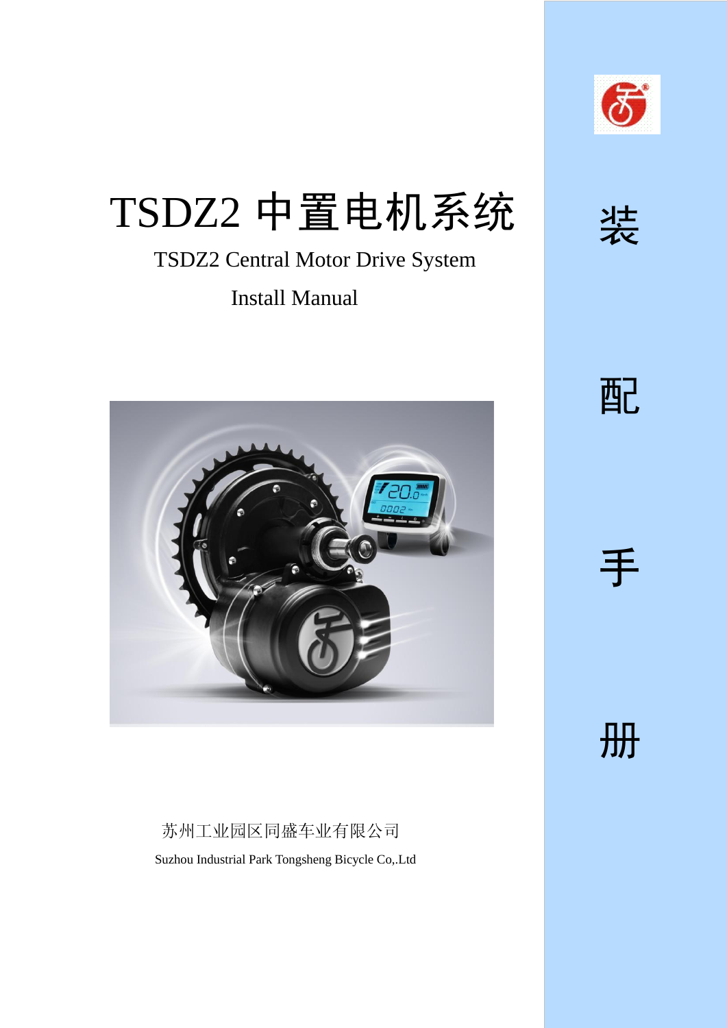# TSDZ2 中置电机系统

TSDZ2 Central Motor Drive System

Install Manual

装

配

手

册

苏州工业园区同盛车业有限公司

Suzhou Industrial Park Tongsheng Bicycle Co,.Ltd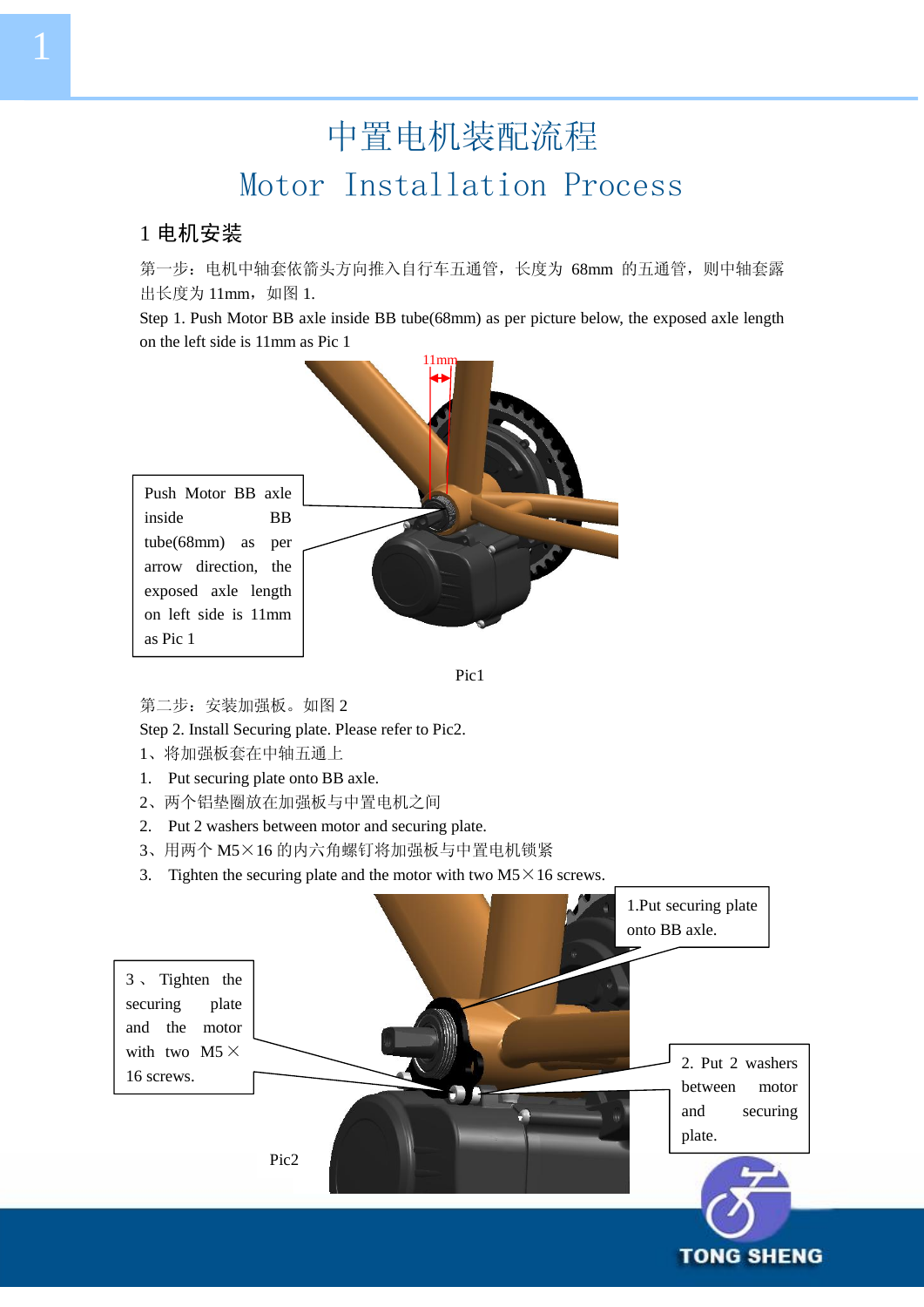# 中置电机装配流程

# Motor Installation Process

## 1 电机安装

第一步：电机中轴套依箭头方向推入自行车五通管，长度为 68mm 的五通管，则中轴套露出长度为 11mm，如图 1.

Step 1. Push Motor BB axle inside BB tube(68mm) as per picture below, the exposed axle length on the left side is 11mm as Pic 1

11mm

Push Motor BB axle inside BB tube(68mm) as per arrow direction, the exposed axle length on left side is 11mm as Pic 1

Pic1

第二步：安装加强板。如图 2

Step 2. Install Securing plate. Please refer to Pic2.

1、将加强板套在中轴五通上

1. Put securing plate onto BB axle.

2、两个铝垫圈放在加强板与中置电机之间

2. Put 2 washers between motor and securing plate.

3、用两个 M5×16 的内六角螺钉将加强板与中置电机锁紧

3. Tighten the securing plate and the motor with two M5×16 screws.

1.Put securing plate onto BB axle.

3、Tighten the securing plate and the motor with two M5× 16 screws.

2. Put 2 washers between motor and securing plate.

Pic2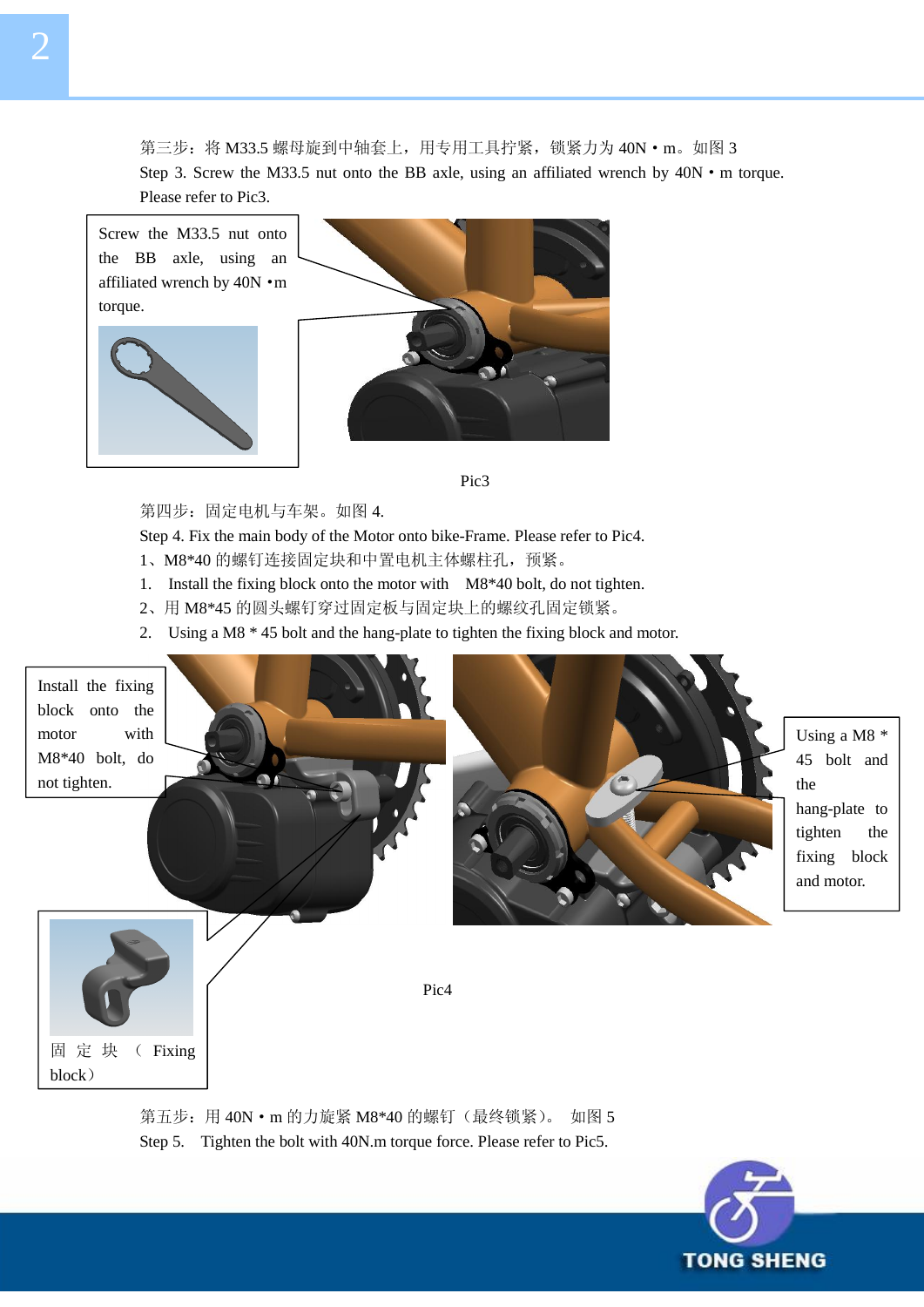第三步：将 M33.5 螺母旋到中轴套上，用专用工具拧紧，锁紧力为 40N·m。如图 3

Step 3. Screw the M33.5 nut onto the BB axle, using an affiliated wrench by 40N·m torque. Please refer to Pic3.

Screw the M33.5 nut onto the BB axle, using an affiliated wrench by 40N·m torque.

Pic3

第四步：固定电机与车架。如图 4.

Step 4. Fix the main body of the Motor onto bike-Frame. Please refer to Pic4.

1、M8*40 的螺钉连接固定块和中置电机主体螺柱孔，预紧。

1. Install the fixing block onto the motor with M8*40 bolt, do not tighten.

2、用 M8*45 的圆头螺钉穿过固定板与固定块上的螺纹孔固定锁紧。

2. Using a M8 * 45 bolt and the hang-plate to tighten the fixing block and motor.

Install the fixing block onto the motor with M8*40 bolt, do not tighten.

Using a M8 * 45 bolt and the hang-plate to tighten the fixing block and motor.

固定块（Fixing block）

Pic4

第五步：用 40N·m 的力旋紧 M8*40 的螺钉（最终锁紧）。如图 5

Step 5. Tighten the bolt with 40N.m torque force. Please refer to Pic5.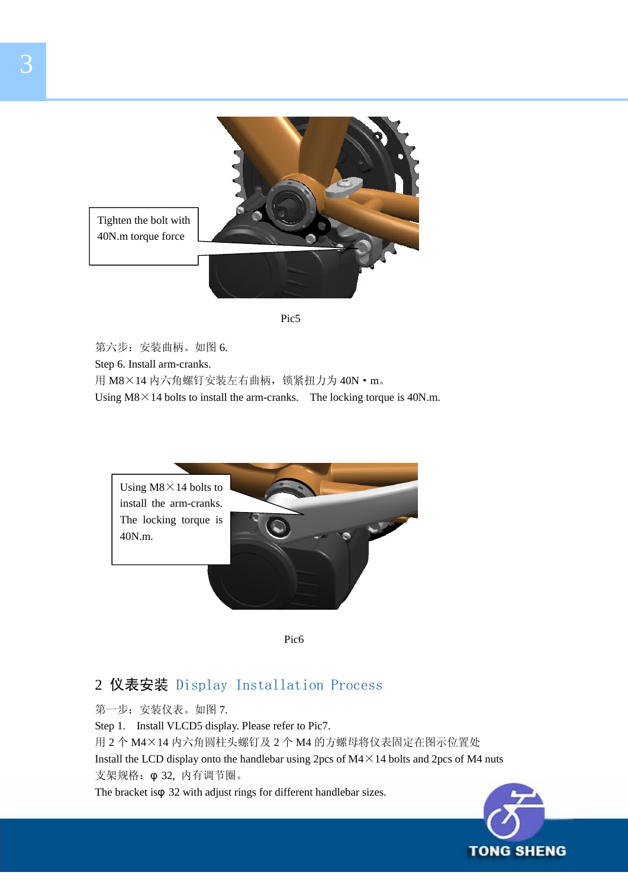Tighten the bolt with 40N.m torque force

Pic5

第六步：安装曲柄。如图 6.

Step 6. Install arm-cranks.

用 M8×14 内六角螺钉安装左右曲柄，锁紧扭力为 40N・m。

Using M8×14 bolts to install the arm-cranks. The locking torque is 40N.m.

Using M8×14 bolts to install the arm-cranks. The locking torque is 40N.m.

Pic6

## 2 仪表安装 Display Installation Process

第一步：安装仪表。如图 7.

Step 1. Install VLCD5 display. Please refer to Pic7.

用 2 个 M4×14 内六角圆柱头螺钉及 2 个 M4 的方螺母将仪表固定在图示位置处

Install the LCD display onto the handlebar using 2pcs of M4×14 bolts and 2pcs of M4 nuts

支架规格：φ 32，内有调节圈。

The bracket isφ 32 with adjust rings for different handlebar sizes.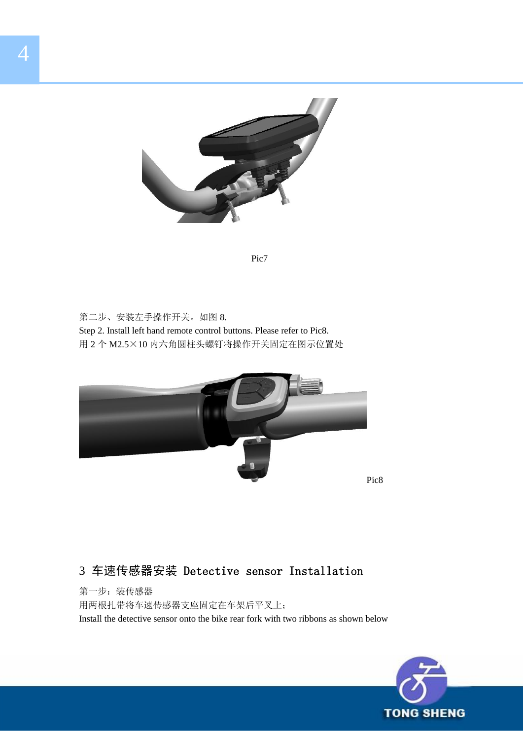Pic7

第二步、安装左手操作开关。如图 8.

Step 2. Install left hand remote control buttons. Please refer to Pic8.

用 2 个 M2.5×10 内六角圆柱头螺钉将操作开关固定在图示位置处

Pic8

## 3 车速传感器安装 Detective sensor Installation

第一步：装传感器

用两根扎带将车速传感器支座固定在车架后平叉上；

Install the detective sensor onto the bike rear fork with two ribbons as shown below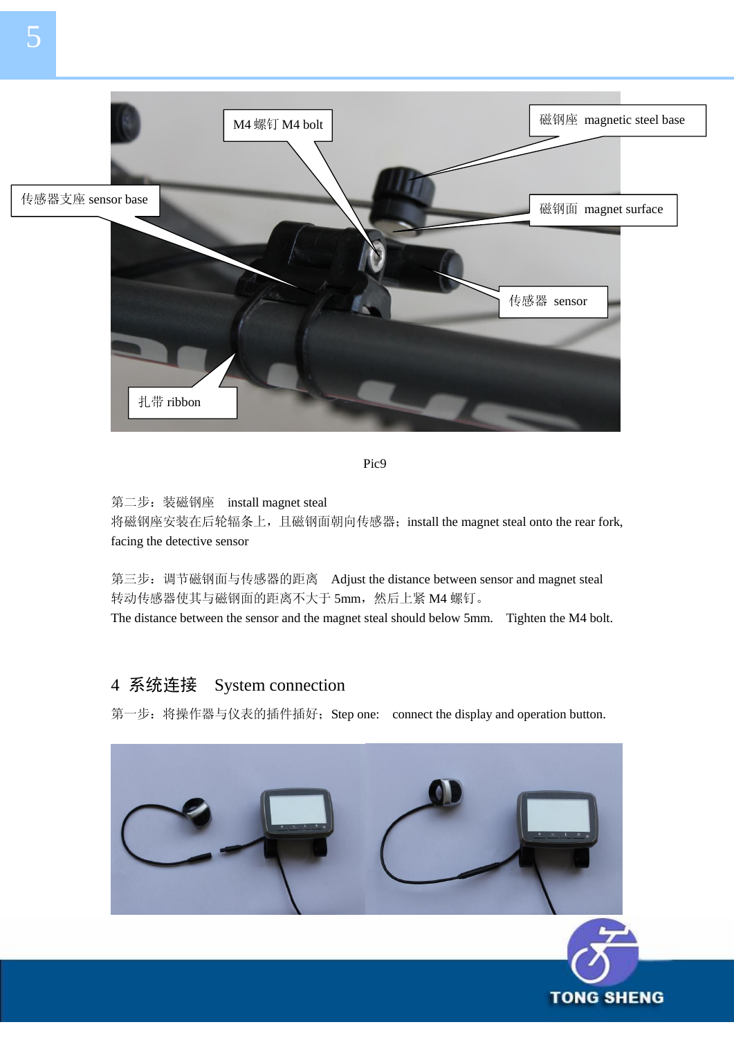Pic9

第二步：装磁钢座　install magnet steal

将磁钢座安装在后轮辐条上，且磁钢面朝向传感器；install the magnet steal onto the rear fork, facing the detective sensor

第三步：调节磁钢面与传感器的距离　Adjust the distance between sensor and magnet steal

转动传感器使其与磁钢面的距离不大于 5mm，然后上紧 M4 螺钉。

The distance between the sensor and the magnet steal should below 5mm.　Tighten the M4 bolt.

## 4 系统连接　System connection

第一步：将操作器与仪表的插件插好；Step one:　connect the display and operation button.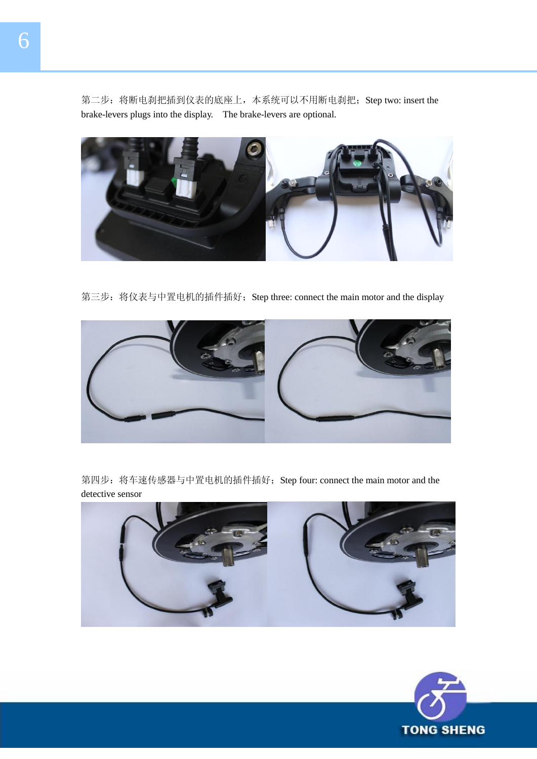第二步：将断电刹把插到仪表的底座上，本系统可以不用断电刹把；Step two: insert the brake-levers plugs into the display.　The brake-levers are optional.

第三步：将仪表与中置电机的插件插好；Step three: connect the main motor and the display

第四步：将车速传感器与中置电机的插件插好；Step four: connect the main motor and the detective sensor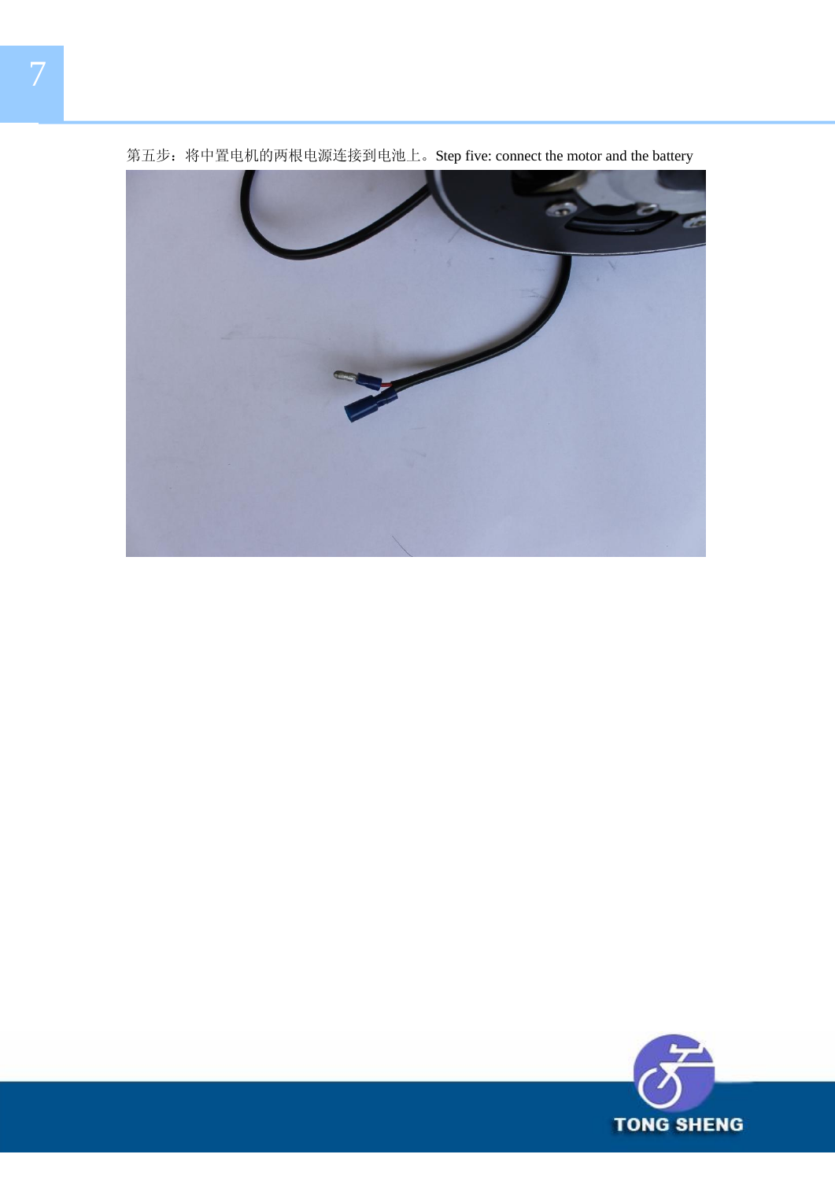第五步：将中置电机的两根电源连接到电池上。Step five: connect the motor and the battery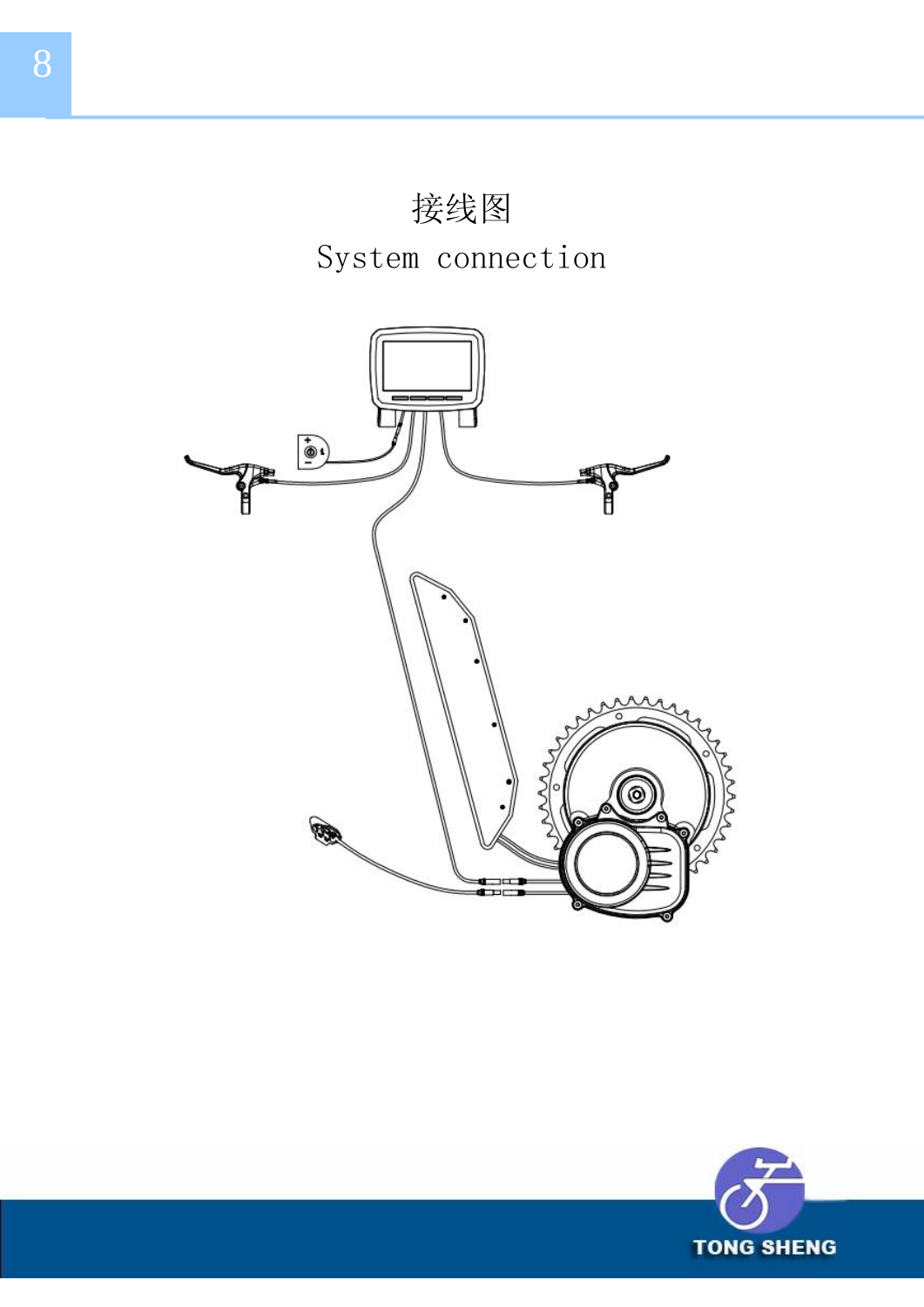# 接线图

# System connection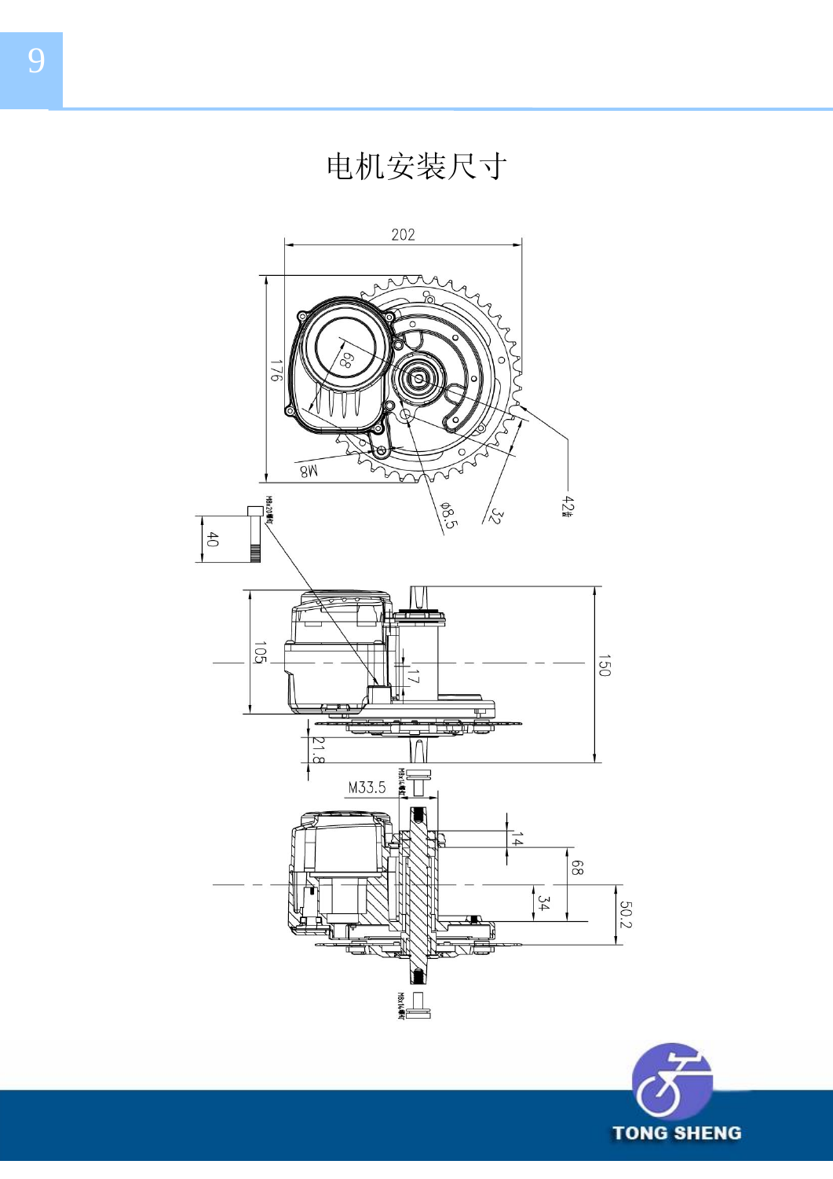# 电机安装尺寸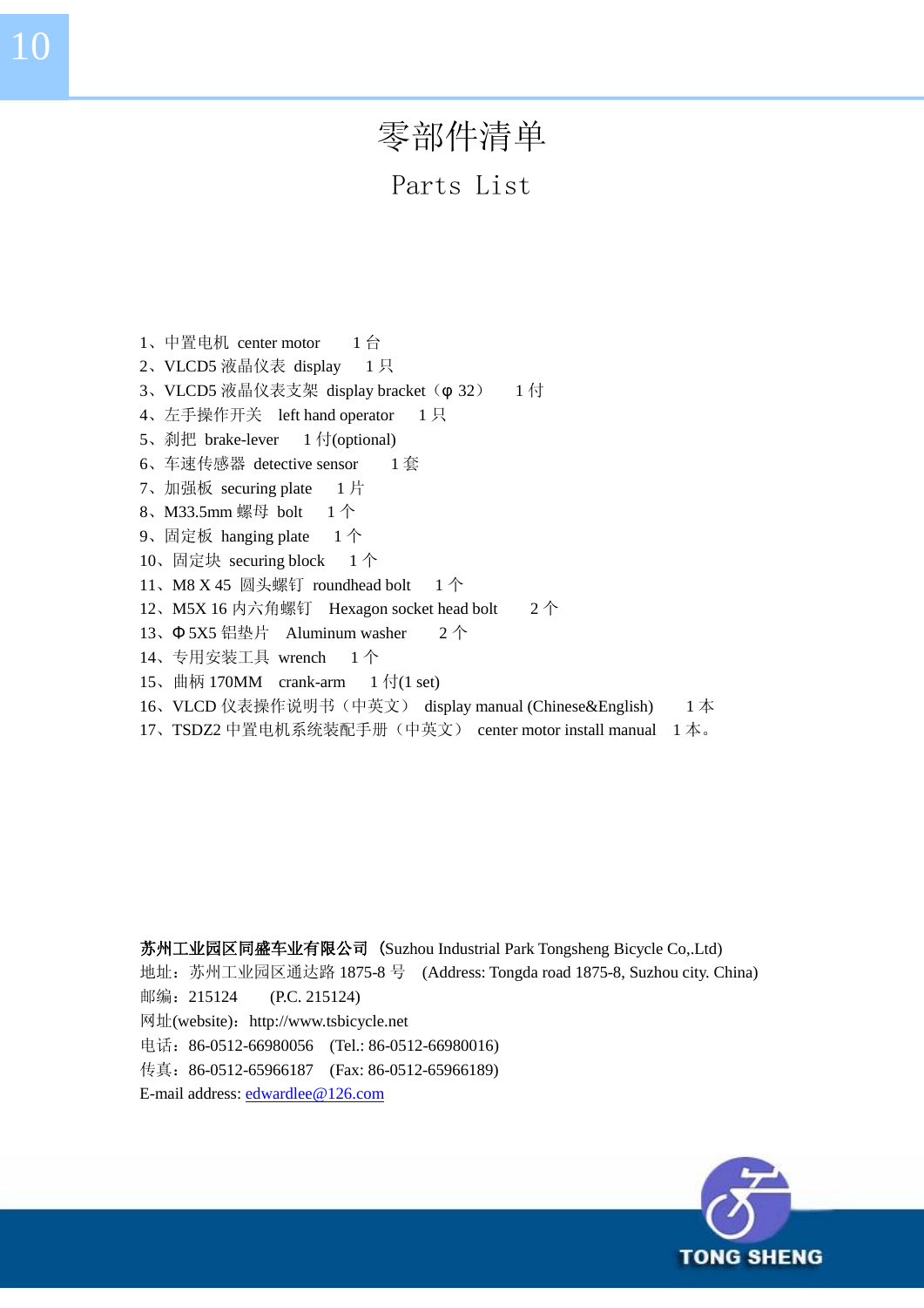# 零部件清单

## Parts List

1、中置电机 center motor　　1 台
2、VLCD5 液晶仪表 display　　1 只
3、VLCD5 液晶仪表支架 display bracket（φ 32）　　1 付
4、左手操作开关　left hand operator　　1 只
5、刹把 brake-lever　　1 付(optional)
6、车速传感器 detective sensor　　1 套
7、加强板 securing plate　　1 片
8、M33.5mm 螺母 bolt　　1 个
9、固定板 hanging plate　　1 个
10、固定块 securing block　　1 个
11、M8 X 45 圆头螺钉 roundhead bolt　　1 个
12、M5X 16 内六角螺钉　Hexagon socket head bolt　　2 个
13、Φ 5X5 铝垫片　Aluminum washer　　2 个
14、专用安装工具 wrench　　1 个
15、曲柄 170MM　crank-arm　　1 付(1 set)
16、VLCD 仪表操作说明书（中英文）display manual (Chinese&English)　　1 本
17、TSDZ2 中置电机系统装配手册（中英文）center motor install manual　1 本。

**苏州工业园区同盛车业有限公司**（Suzhou Industrial Park Tongsheng Bicycle Co,.Ltd)
地址：苏州工业园区通达路 1875-8 号　(Address: Tongda road 1875-8, Suzhou city. China)
邮编：215124　　(P.C. 215124)
网址(website)：http://www.tsbicycle.net
电话：86-0512-66980056　(Tel.: 86-0512-66980016)
传真：86-0512-65966187　(Fax: 86-0512-65966189)
E-mail address: edwardlee@126.com

TONG SHENG